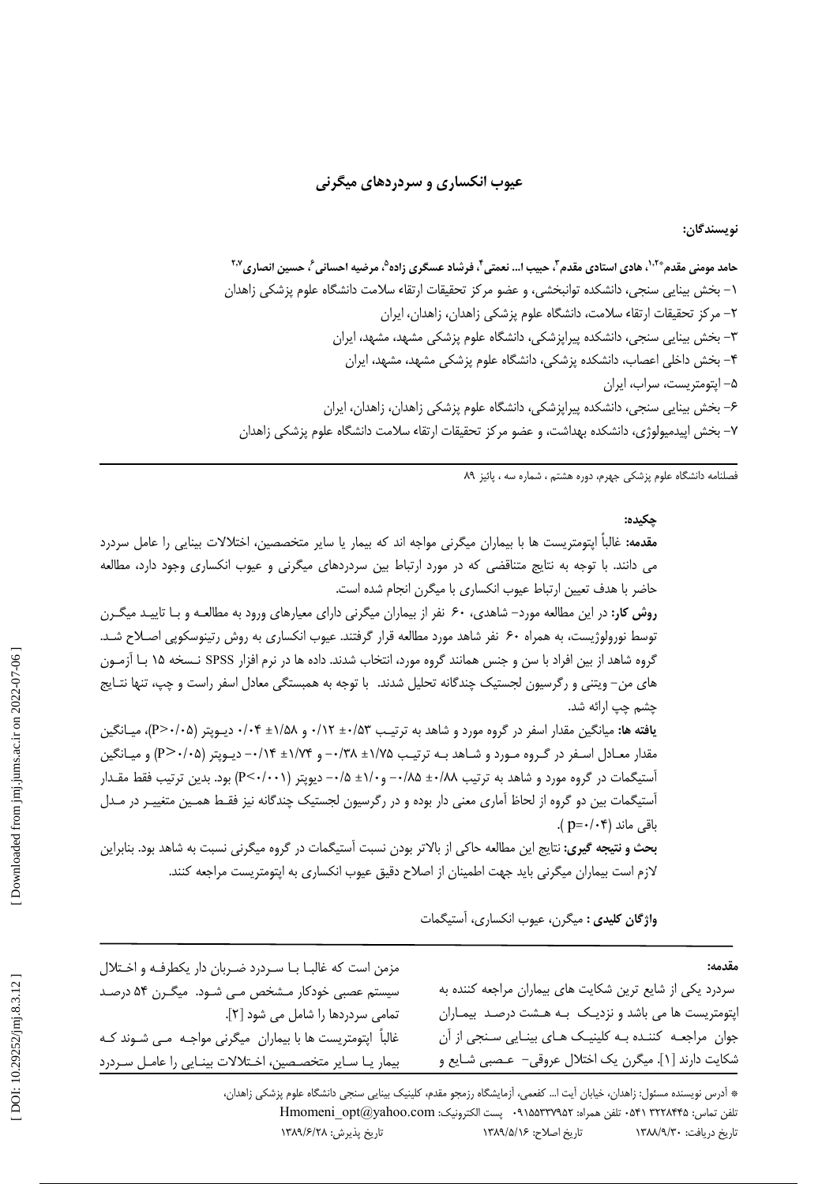# عیوب انکساری و سردردهای میگرنی

**نویسندگان:**

**حامد مومنی مقدم*[1،2]، هادی استادی مقدم[3]، حبیب ا... نعمتی[4]، فرشاد عسگری زاده[5]، مرضیه احسانی[6]، حسین انصاری[2،7]**

۱- بخش بینایی سنجی، دانشکده توانبخشی، و عضو مرکز تحقیقات ارتقاء سلامت دانشگاه علوم پزشکی زاهدان

۲- مرکز تحقیقات ارتقاء سلامت، دانشگاه علوم پزشکی زاهدان، زاهدان، ایران

۳- بخش بینایی سنجی، دانشکده پیراپزشکی، دانشگاه علوم پزشکی مشهد، مشهد، ایران

۴- بخش داخلی اعصاب، دانشکده پزشکی، دانشگاه علوم پزشکی مشهد، مشهد، ایران

۵- اپتومتریست، سراب، ایران

۶- بخش بینایی سنجی، دانشکده پیراپزشکی، دانشگاه علوم پزشکی زاهدان، زاهدان، ایران

۷- بخش اپیدمیولوژی، دانشکده بهداشت، و عضو مرکز تحقیقات ارتقاء سلامت دانشگاه علوم پزشکی زاهدان

فصلنامه دانشگاه علوم پزشکی جهرم، دوره هشتم ، شماره سه ، پائیز ۸۹

**چکیده:**

**مقدمه:** غالباً اپتومتریست ها با بیماران میگرنی مواجه اند که بیمار یا سایر متخصصین، اختلالات بینایی را عامل سردرد می دانند. با توجه به نتایج متناقضی که در مورد ارتباط بین سردردهای میگرنی و عیوب انکساری وجود دارد، مطالعه حاضر با هدف تعیین ارتباط عیوب انکساری با میگرن انجام شده است.

**روش کار:** در این مطالعه مورد- شاهدی، ۶۰ نفر از بیماران میگرنی دارای معیارهای ورود به مطالعه و با تایید میگرن توسط نورولوژیست، به همراه ۶۰ نفر شاهد مورد مطالعه قرار گرفتند. عیوب انکساری به روش رتینوسکوپی اصلاح شد. گروه شاهد از بین افراد با سن و جنس همانند گروه مورد، انتخاب شدند. داده ها در نرم افزار SPSS نسخه ۱۵ با آزمون های من- ویتنی و رگرسیون لجستیک چندگانه تحلیل شدند. با توجه به همبستگی معادل اسفر راست و چپ، تنها نتایج چشم چپ ارائه شد.

**یافته ها:** میانگین مقدار اسفر در گروه مورد و شاهد به ترتیب ۰/۵۳± ۰/۱۲ و ۱/۵۸± ۰/۰۴ دیوپتر (P>۰/۰۵)، میانگین مقدار معادل اسفر در گروه مورد و شاهد به ترتیب ۱/۷۵± ۰/۳۸- و ۱/۷۴± ۰/۱۴- دیوپتر (P>۰/۰۵) و میانگین آستیگمات در گروه مورد و شاهد به ترتیب ۰/۸۸± ۰/۸۵- و ۱/۰± ۰/۵- دیوپتر (P<۰/۰۰۱) بود. بدین ترتیب فقط مقدار آستیگمات بین دو گروه از لحاظ آماری معنی دار بوده و در رگرسیون لجستیک چندگانه نیز فقط همین متغییر در مدل باقی ماند (p=۰/۰۴).

**بحث و نتیجه گیری:** نتایج این مطالعه حاکی از بالاتر بودن نسبت آستیگمات در گروه میگرنی نسبت به شاهد بود. بنابراین لازم است بیماران میگرنی باید جهت اطمینان از اصلاح دقیق عیوب انکساری به اپتومتریست مراجعه کنند.

**واژگان کلیدی :** میگرن، عیوب انکساری، آستیگمات

**مقدمه:**

سردرد یکی از شایع ترین شکایت های بیماران مراجعه کننده به اپتومتریست ها می باشد و نزدیک به هشت درصد بیماران جوان مراجعه کننده به کلینیک های بینایی سنجی از آن شکایت دارند [1]. میگرن یک اختلال عروقی- عصبی شایع و مزمن است که غالبا با سردرد ضربان دار یکطرفه و اختلال سیستم عصبی خودکار مشخص می شود. میگرن ۵۴ درصد تمامی سردردها را شامل می شود [2].

غالباً اپتومتریست ها با بیماران میگرنی مواجه می شوند که بیمار یا سایر متخصصین، اختلالات بینایی را عامل سردرد

* آدرس نویسنده مسئول: زاهدان، خیابان آیت ا... کفعمی، آزمایشگاه رزمجو مقدم، کلینیک بینایی سنجی دانشگاه علوم پزشکی زاهدان،
تلفن تماس: ۳۲۲۸۴۴۵ ۰۵۴۱ تلفن همراه: ۰۹۱۵۵۳۳۷۹۵۲ پست الکترونیک: Hmomeni_opt@yahoo.com

تاریخ دریافت: ۱۳۸۸/۹/۳۰ تاریخ اصلاح: ۱۳۸۹/۵/۱۶ تاریخ پذیرش: ۱۳۸۹/۶/۲۸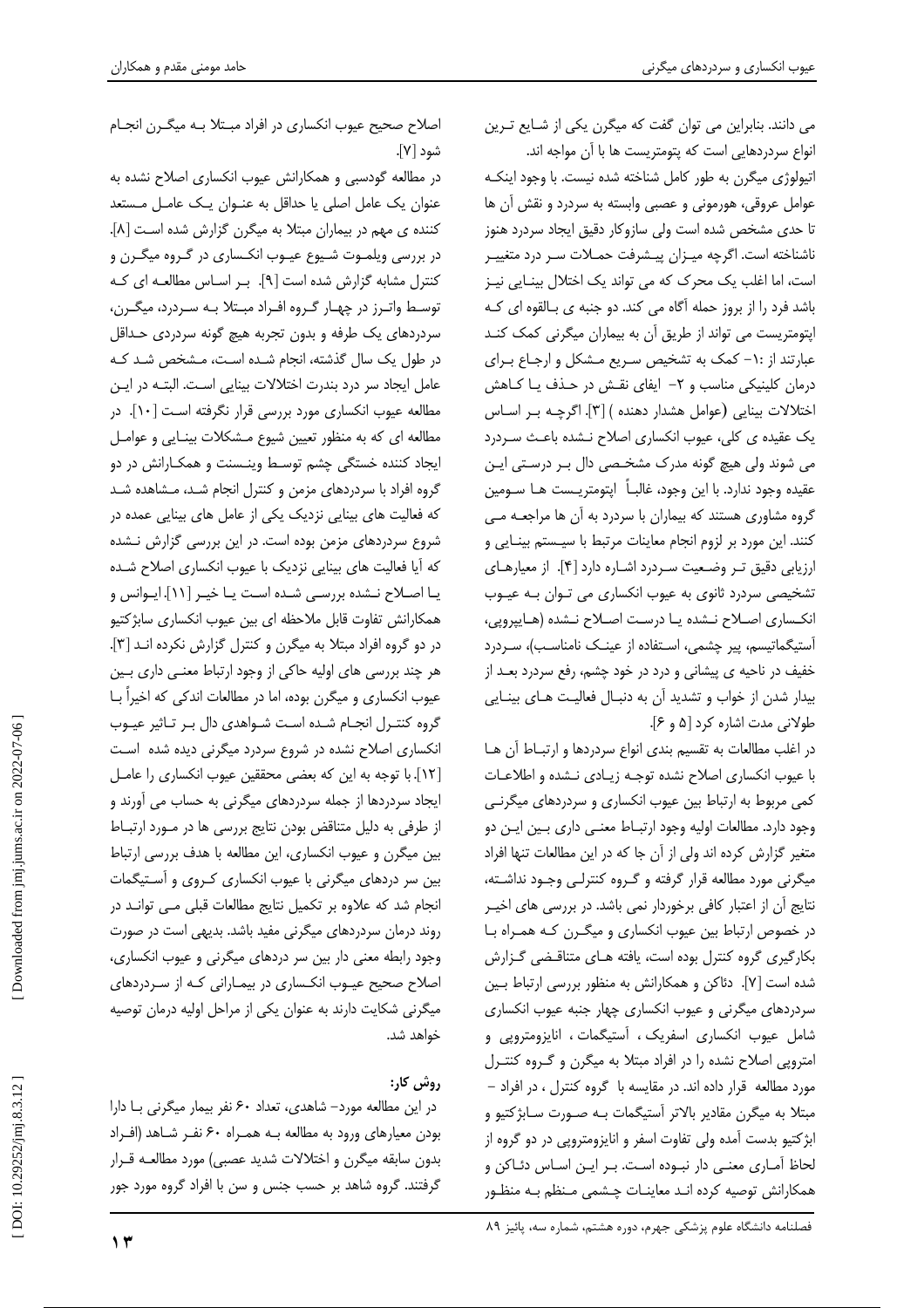می دانند. بنابراین می توان گفت که میگرن یکی از شایع ترین انواع سردردهایی است که پتومتریست ها با آن مواجه اند.

اتیولوژی میگرن به طور کامل شناخته شده نیست. با وجود اینکه عوامل عروقی، هورمونی و عصبی وابسته به سردرد و نقش آن ها تا حدی مشخص شده است ولی سازوکار دقیق ایجاد سردرد هنوز ناشناخته است. اگرچه میزان پیشرفت حملات سر درد متغییر است، اما اغلب یک محرک که می تواند یک اختلال بینایی نیز باشد فرد را از بروز حمله آگاه می کند. دو جنبه ی بالقوه ای که اپتومتریست می تواند از طریق آن به بیماران میگرنی کمک کند عبارتند از :۱- کمک به تشخیص سریع مشکل و ارجاع برای درمان کلینیکی مناسب و ۲- ایفای نقش در حذف یا کاهش اختلالات بینایی (عوامل هشدار دهنده ) [۳]. اگرچه بر اساس یک عقیده ی کلی، عیوب انکساری اصلاح نشده باعث سردرد می شوند ولی هیچ گونه مدرک مشخصی دال بر درستی این عقیده وجود ندارد. با این وجود، غالباً اپتومتریست ها سومین گروه مشاوری هستند که بیماران با سردرد به آن ها مراجعه می کنند. این مورد بر لزوم انجام معاینات مرتبط با سیستم بینایی و ارزیابی دقیق تر وضعیت سردرد اشاره دارد [۴]. از معیارهای تشخیصی سردرد ثانوی به عیوب انکساری می توان به عیوب انکساری اصلاح نشده یا درست اصلاح نشده (هایپروپی، آستیگماتیسم، پیر چشمی، استفاده از عینک نامناسب)، سردرد خفیف در ناحیه ی پیشانی و درد در خود چشم، رفع سردرد بعد از بیدار شدن از خواب و تشدید آن به دنبال فعالیت های بینایی طولانی مدت اشاره کرد [۵ و ۶].

در اغلب مطالعات به تقسیم بندی انواع سردردها و ارتباط آن ها با عیوب انکساری اصلاح نشده توجه زیادی نشده و اطلاعات کمی مربوط به ارتباط بین عیوب انکساری و سردردهای میگرنی وجود دارد. مطالعات اولیه وجود ارتباط معنی داری بین این دو متغیر گزارش کرده اند ولی از آن جا که در این مطالعات تنها افراد میگرنی مورد مطالعه قرار گرفته و گروه کنترلی وجود نداشته، نتایج آن از اعتبار کافی برخوردار نمی باشد. در بررسی های اخیر در خصوص ارتباط بین عیوب انکساری و میگرن که همراه با بکارگیری گروه کنترل بوده است، یافته های متناقضی گزارش شده است [۷]. دئاکن و همکارانش به منظور بررسی ارتباط بین سردردهای میگرنی و عیوب انکساری چهار جنبه عیوب انکساری شامل عیوب انکساری اسفریک، آستیگمات، انایزومتروپی و امتروپی اصلاح نشده را در افراد مبتلا به میگرن و گروه کنترل مورد مطالعه قرار داده اند. در مقایسه با گروه کنترل، در افراد - مبتلا به میگرن مقادیر بالاتر آستیگمات به صورت سابژکتیو و ابژکتیو بدست آمده ولی تفاوت اسفر و انایزومتروپی در دو گروه از لحاظ آماری معنی دار نبوده است. بر این اساس دئاکن و همکارانش توصیه کرده اند معاینات چشمی منظم به منظور اصلاح صحیح عیوب انکساری در افراد مبتلا به میگرن انجام شود [۷].

در مطالعه گودسبی و همکارانش عیوب انکساری اصلاح نشده به عنوان یک عامل اصلی یا حداقل به عنوان یک عامل مستعد کننده ی مهم در بیماران مبتلا به میگرن گزارش شده است [۸]. در بررسی ویلموت شیوع عیوب انکساری در گروه میگرن و کنترل مشابه گزارش شده است [۹]. بر اساس مطالعه ای که توسط واترز در چهار گروه افراد مبتلا به سردرد، میگرن، سردردهای یک طرفه و بدون تجربه هیچ گونه سردردی حداقل در طول یک سال گذشته، انجام شده است، مشخص شد که عامل ایجاد سر درد بندرت اختلالات بینایی است. البته در این مطالعه عیوب انکساری مورد بررسی قرار نگرفته است [۱۰]. در مطالعه ای که به منظور تعیین شیوع مشکلات بینایی و عوامل ایجاد کننده خستگی چشم توسط وینسنت و همکارانش در دو گروه افراد با سردردهای مزمن و کنترل انجام شد، مشاهده شد که فعالیت های بینایی نزدیک یکی از عامل های بینایی عمده در شروع سردردهای مزمن بوده است. در این بررسی گزارش نشده که آیا فعالیت های بینایی نزدیک با عیوب انکساری اصلاح شده یا اصلاح نشده بررسی شده است یا خیر [۱۱]. ایوانس و همکارانش تفاوت قابل ملاحظه ای بین عیوب انکساری سابژکتیو در دو گروه افراد مبتلا به میگرن و کنترل گزارش نکرده اند [۳]. هر چند بررسی های اولیه حاکی از وجود ارتباط معنی داری بین عیوب انکساری و میگرن بوده، اما در مطالعات اندکی که اخیراً با گروه کنترل انجام شده است شواهدی دال بر تاثیر عیوب انکساری اصلاح نشده در شروع سردرد میگرنی دیده شده است [۱۲]. با توجه به این که بعضی محققین عیوب انکساری را عامل ایجاد سردردها از جمله سردردهای میگرنی به حساب می آورند و از طرفی به دلیل متناقض بودن نتایج بررسی ها در مورد ارتباط بین میگرن و عیوب انکساری، این مطالعه با هدف بررسی ارتباط بین سر دردهای میگرنی با عیوب انکساری کروی و آستیگمات انجام شد که علاوه بر تکمیل نتایج مطالعات قبلی می تواند در روند درمان سردردهای میگرنی مفید باشد. بدیهی است در صورت وجود رابطه معنی دار بین سر دردهای میگرنی و عیوب انکساری، اصلاح صحیح عیوب انکساری در بیمارانی که از سردردهای میگرنی شکایت دارند به عنوان یکی از مراحل اولیه درمان توصیه خواهد شد.

## روش کار:

در این مطالعه مورد- شاهدی، تعداد ۶۰ نفر بیمار میگرنی با دارا بودن معیارهای ورود به مطالعه به همراه ۶۰ نفر شاهد (افراد بدون سابقه میگرن و اختلالات شدید عصبی) مورد مطالعه قرار گرفتند. گروه شاهد بر حسب جنس و سن با افراد گروه مورد جور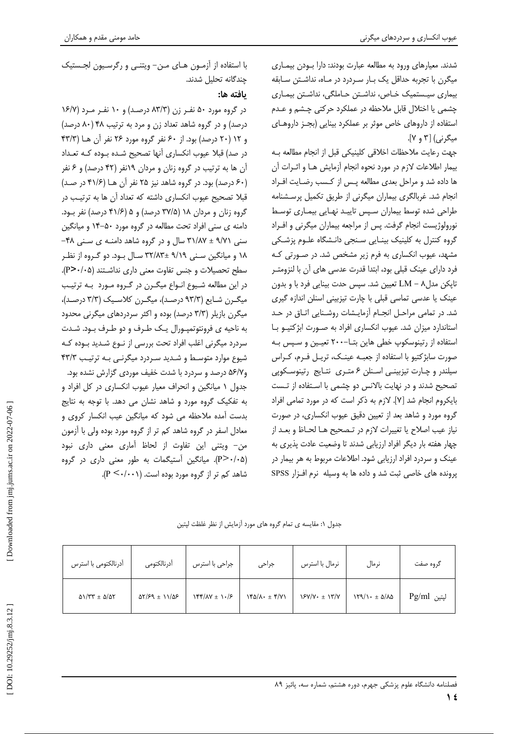شدند. معیارهای ورود به مطالعه عبارت بودند: دارا بودن بیماری میگرن با تجربه حداقل یک بار سردرد در ماه، نداشتن سابقه بیماری سیستمیک خاص، نداشتن حاملگی، نداشتن بیماری چشمی یا اختلال قابل ملاحظه در عملکرد حرکتی چشم و عدم استفاده از داروهای خاص موثر بر عملکرد بینایی (بجز داروهای میگرنی) [۳ و ۷].

جهت رعایت ملاحظات اخلاقی کلینیکی قبل از انجام مطالعه به بیمار اطلاعات لازم در مورد نحوه انجام آزمایش ها و اثرات آن ها داده شد و مراحل بعدی مطالعه پس از کسب رضایت افراد انجام شد. غربالگری بیماران میگرنی از طریق تکمیل پرسشنامه طراحی شده توسط بیماران سپس تایید نهایی بیماری توسط نورولوژیست انجام گرفت. پس از مراجعه بیماران میگرنی و افراد گروه کنترل به کلینیک بینایی سنجی دانشگاه علوم پزشکی مشهد، عیوب انکساری به فرم زیر مشخص شد. در صورتی که فرد دارای عینک قبلی بود، ابتدا قدرت عدسی های آن با لنزومتر تاپکن مدل۸ – LM تعیین شد. سپس حدت بینایی فرد با و بدون عینک یا عدسی تماسی قبلی با چارت تیزبینی اسنلن اندازه گیری شد. در تمامی مراحل انجام آزمایشات روشنایی اتاق در حد استاندارد میزان شد. عیوب انکساری افراد به صورت ابژکتیو با استفاده از رتینوسکوپ خطی هاین بتا–۲۰۰ تعیین و سپس به صورت سابژکتیو با استفاده از جعبه عینک، تریل فرم، کراس سیلندر و چارت تیزبینی اسنلن ۶ متری نتایج رتینوسکوپی تصحیح شدند و در نهایت بالانس دو چشمی با استفاده از تست بایکروم انجام شد [۷]. لازم به ذکر است که در مورد تمامی افراد گروه مورد و شاهد بعد از تعیین دقیق عیوب انکساری، در صورت نیاز عیب اصلاح یا تغییرات لازم در تصحیح ها لحاظ و بعد از چهار هفته بار دیگر افراد ارزیابی شدند تا وضعیت عادت پذیری به عینک و سردرد افراد ارزیابی شود. اطلاعات مربوط به هر بیمار در پرونده های خاصی ثبت شد و داده ها به وسیله نرم افزار SPSS با استفاده از آزمون های من– ویتنی و رگرسیون لجستیک چندگانه تحلیل شدند.

## یافته ها:

در گروه مورد ۵۰ نفر زن (۸۳/۳ درصد) و ۱۰ نفر مرد (۱۶/۷ درصد) و در گروه شاهد تعداد زن و مرد به ترتیب ۴۸ (۸۰ درصد) و ۱۲ (۲۰ درصد) بود. از ۶۰ نفر گروه مورد ۲۶ نفر آن ها (۴۳/۳ در صد) قبلا عیوب انکساری آنها تصحیح شده بوده که تعداد آن ها به ترتیب در گروه زنان و مردان ۱۹نفر (۴۲ درصد) و ۶ نفر (۶۰ درصد) بود. در گروه شاهد نیز ۲۵ نفر آن ها (۴۱/۶ در صد) قبلا تصحیح عیوب انکساری داشته که تعداد آن ها به ترتیب در گروه زنان و مردان ۱۸ (۳۷/۵ درصد) و ۵ (۴۱/۶ درصد) نفر بود. دامنه ی سنی افراد تحت مطالعه در گروه مورد ۵۰–۱۴ و میانگین سنی ۹/۷۱ ± ۳۱/۸۷ سال و در گروه شاهد دامنه ی سنی ۴۸–۱۸ و میانگین سنی ۹/۱۹ ±۳۲/۸۳ سال بود. دو گروه از نظر سطح تحصیلات و جنس تفاوت معنی داری نداشتند (P>۰/۰۵). در این مطالعه شیوع انواع میگرن در گروه مورد به ترتیب میگرن شایع (۹۳/۳ درصد)، میگرن کلاسیک (۳/۳ درصد)، میگرن بازیلر (۳/۳ درصد) بوده و اکثر سردردهای میگرنی محدود به ناحیه ی فرونتوتمپورال یک طرف و دو طرف بود. شدت سردرد میگرنی اغلب افراد تحت بررسی از نوع شدید بوده که شیوع موارد متوسط و شدید سردرد میگرنی به ترتیب ۴۳/۳ و۵۶/۷ درصد و سردرد با شدت خفیف موردی گزارش نشده بود.

جدول ۱ میانگین و انحراف معیار عیوب انکساری در کل افراد و به تفکیک گروه مورد و شاهد نشان می دهد. با توجه به نتایج بدست آمده ملاحظه می شود که میانگین عیب انکسار کروی و معادل اسفر در گروه شاهد کم تر از گروه مورد بوده ولی با آزمون من– ویتنی این تفاوت از لحاظ آماری معنی داری نبود (P>۰/۰۵). میانگین آستیگمات به طور معنی داری در گروه شاهد کم تر از گروه مورد بوده است. (P <۰/۰۰۱).

جدول ۱: مقایسه ی تمام گروه های مورد آزمایش از نظر غلظت لپتین

| گروه صفت | نرمال | نرمال با استرس | جراحی | جراحی با استرس | آدرنالکتومی | آدرنالکتومی با استرس |
|---|---|---|---|---|---|---|
| لپتین Pg/ml | ۵/۸۵ ± ۱۲۹/۱۰ | ۱۳/۷ ± ۱۶۷/۷۰ | ۴/۷۱ ± ۱۴۵/۸۰ | ۱۰/۶ ± ۱۴۴/۸۷ | ۱۱/۵۶ ± ۵۲/۶۹ | ۵/۵۲ ± ۵۱/۳۳ |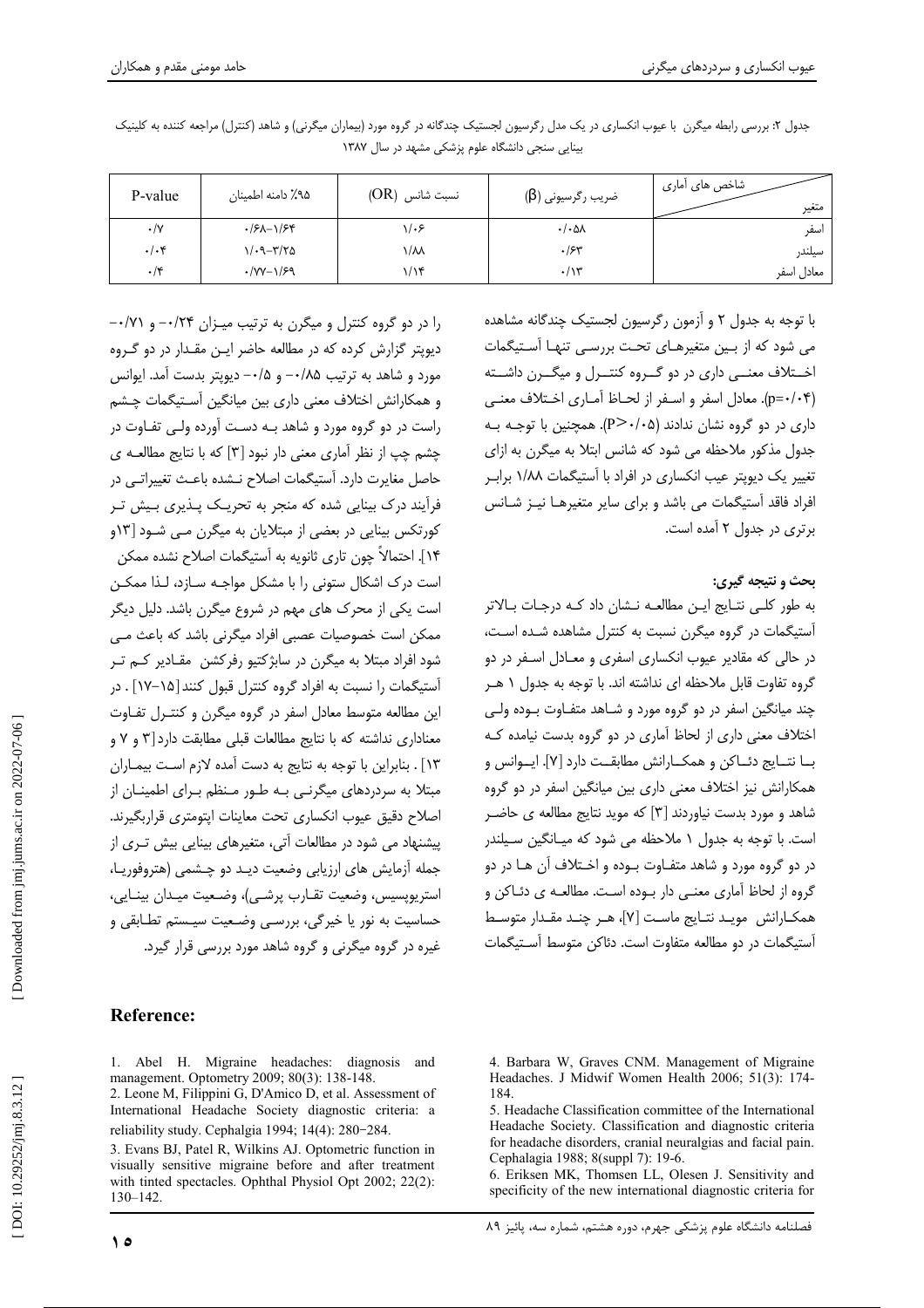جدول ۲: بررسی رابطه میگرن با عیوب انکساری در یک مدل رگرسیون لجستیک چندگانه در گروه مورد (بیماران میگرنی) و شاهد (کنترل) مراجعه کننده به کلینیک بینایی سنجی دانشگاه علوم پزشکی مشهد در سال ۱۳۸۷

| متغیر / شاخص های آماری | ضریب رگرسیونی (β) | نسبت شانس (OR) | ۹۵٪ دامنه اطمینان | P-value |
|---|---|---|---|---|
| اسفر | ۰/۰۵۸ | ۱/۰۶ | ۰/۶۸–۱/۶۴ | ۰/۷ |
| سیلندر | ۰/۶۳ | ۱/۸۸ | ۱/۰۹–۳/۲۵ | ۰/۰۴ |
| معادل اسفر | ۰/۱۳ | ۱/۱۴ | ۰/۷۷–۱/۶۹ | ۰/۴ |

با توجه به جدول ۲ و آزمون رگرسیون لجستیک چندگانه مشاهده می شود که از بین متغیرهای تحت بررسی تنها آستیگمات اختلاف معنی داری در دو گروه کنترل و میگرن داشته (p=۰/۰۴). معادل اسفر و اسفر از لحاظ آماری اختلاف معنی داری در دو گروه نشان ندادند (P>۰/۰۵). همچنین با توجه به جدول مذکور ملاحظه می شود که شانس ابتلا به میگرن به ازای تغییر یک دیوپتر عیب انکساری در افراد با آستیگمات ۱/۸۸ برابر افراد فاقد آستیگمات می باشد و برای سایر متغیرها نیز شانس برتری در جدول ۲ آمده است.

## بحث و نتیجه گیری:

به طور کلی نتایج این مطالعه نشان داد که درجات بالاتر آستیگمات در گروه میگرن نسبت به کنترل مشاهده شده است، در حالی که مقادیر عیوب انکساری اسفری و معادل اسفر در دو گروه تفاوت قابل ملاحظه ای نداشته اند. با توجه به جدول ۱ هر چند میانگین اسفر در دو گروه مورد و شاهد متفاوت بوده ولی اختلاف معنی داری از لحاظ آماری در دو گروه بدست نیامده که با نتایج دئاکن و همکارانش مطابقت دارد [7]. ایوانس و همکارانش نیز اختلاف معنی داری بین میانگین اسفر در دو گروه شاهد و مورد بدست نیاوردند [3] که موید نتایج مطالعه ی حاضر است. با توجه به جدول ۱ ملاحظه می شود که میانگین سیلندر در دو گروه مورد و شاهد متفاوت بوده و اختلاف آن ها در دو گروه از لحاظ آماری معنی دار بوده است. مطالعه ی دئاکن و همکارانش موید نتایج ماست [7]، هر چند مقدار متوسط آستیگمات در دو مطالعه متفاوت است. دئاکن متوسط آستیگمات را در دو گروه کنترل و میگرن به ترتیب میزان ۰/۲۴- و ۰/۷۱- دیوپتر گزارش کرده که در مطالعه حاضر این مقدار در دو گروه مورد و شاهد به ترتیب ۰/۸۵- و ۰/۵- دیوپتر بدست آمد. ایوانس و همکارانش اختلاف معنی داری بین میانگین آستیگمات چشم راست در دو گروه مورد و شاهد به دست آورده ولی تفاوت در چشم چپ از نظر آماری معنی دار نبود [3] که با نتایج مطالعه ی حاصل مغایرت دارد. آستیگمات اصلاح نشده باعث تغییراتی در فرآیند درک بینایی شده که منجر به تحریک پذیری بیش تر کورتکس بینایی در بعضی از مبتلایان به میگرن می شود [۱۳و ۱۴]. احتمالاً چون تاری ثانویه به آستیگمات اصلاح نشده ممکن است درک اشکال ستونی را با مشکل مواجه سازد، لذا ممکن است یکی از محرک های مهم در شروع میگرن باشد. دلیل دیگر ممکن است خصوصیات عصبی افراد میگرنی باشد که باعث می شود افراد مبتلا به میگرن در سابژکتیو رفرکشن مقادیر کم تر آستیگمات را نسبت به افراد گروه کنترل قبول کنند [۱۵-۱۷]. در این مطالعه متوسط معادل اسفر در گروه میگرن و کنترل تفاوت معناداری نداشته که با نتایج مطالعات قبلی مطابقت دارد [۳ و ۷ و ۱۳]. بنابراین با توجه به نتایج به دست آمده لازم است بیماران مبتلا به سردردهای میگرنی به طور منظم برای اطمینان از اصلاح دقیق عیوب انکساری تحت معاینات اپتومتری قراربگیرند. پیشنهاد می شود در مطالعات آتی، متغیرهای بینایی بیش تری از جمله آزمایش های ارزیابی وضعیت دید دو چشمی (هتروفوریا، استرابیسمس، وضعیت تقارب پرشی)، وضعیت میدان بینایی، حساسیت به نور یا خیرگی، بررسی وضعیت سیستم تطابقی و غیره در گروه میگرنی و گروه شاهد مورد بررسی قرار گیرد.

## Reference:

1. Abel H. Migraine headaches: diagnosis and management. Optometry 2009; 80(3): 138-148.
2. Leone M, Filippini G, D'Amico D, et al. Assessment of International Headache Society diagnostic criteria: a reliability study. Cephalgia 1994; 14(4): 280–284.
3. Evans BJ, Patel R, Wilkins AJ. Optometric function in visually sensitive migraine before and after treatment with tinted spectacles. Ophthal Physiol Opt 2002; 22(2): 130–142.
4. Barbara W, Graves CNM. Management of Migraine Headaches. J Midwif Women Health 2006; 51(3): 174-184.
5. Headache Classification committee of the International Headache Society. Classification and diagnostic criteria for headache disorders, cranial neuralgias and facial pain. Cephalagia 1988; 8(suppl 7): 19-6.
6. Eriksen MK, Thomsen LL, Olesen J. Sensitivity and specificity of the new international diagnostic criteria for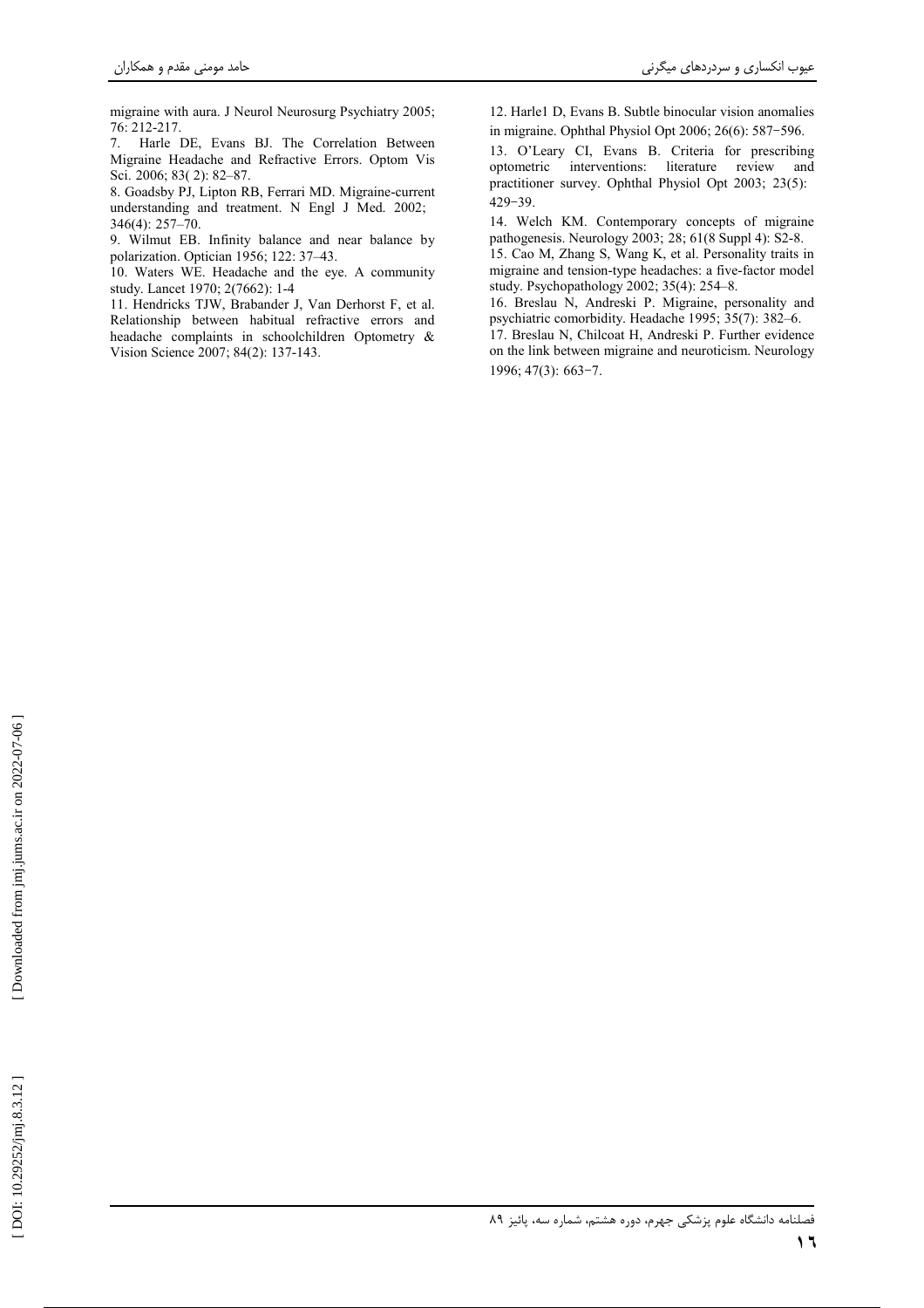migraine with aura. J Neurol Neurosurg Psychiatry 2005; 76: 212-217.

7. Harle DE, Evans BJ. The Correlation Between Migraine Headache and Refractive Errors. Optom Vis Sci. 2006; 83( 2): 82–87.

8. Goadsby PJ, Lipton RB, Ferrari MD. Migraine-current understanding and treatment. N Engl J Med. 2002; 346(4): 257–70.

9. Wilmut EB. Infinity balance and near balance by polarization. Optician 1956; 122: 37–43.

10. Waters WE. Headache and the eye. A community study. Lancet 1970; 2(7662): 1-4

11. Hendricks TJW, Brabander J, Van Derhorst F, et al. Relationship between habitual refractive errors and headache complaints in schoolchildren Optometry & Vision Science 2007; 84(2): 137-143.

12. Harle1 D, Evans B. Subtle binocular vision anomalies in migraine. Ophthal Physiol Opt 2006; 26(6): 587−596.

13. O'Leary CI, Evans B. Criteria for prescribing optometric interventions: literature review and practitioner survey. Ophthal Physiol Opt 2003; 23(5): 429−39.

14. Welch KM. Contemporary concepts of migraine pathogenesis. Neurology 2003; 28; 61(8 Suppl 4): S2-8.

15. Cao M, Zhang S, Wang K, et al. Personality traits in migraine and tension-type headaches: a five-factor model study. Psychopathology 2002; 35(4): 254–8.

16. Breslau N, Andreski P. Migraine, personality and psychiatric comorbidity. Headache 1995; 35(7): 382–6.

17. Breslau N, Chilcoat H, Andreski P. Further evidence on the link between migraine and neuroticism. Neurology 1996; 47(3): 663−7.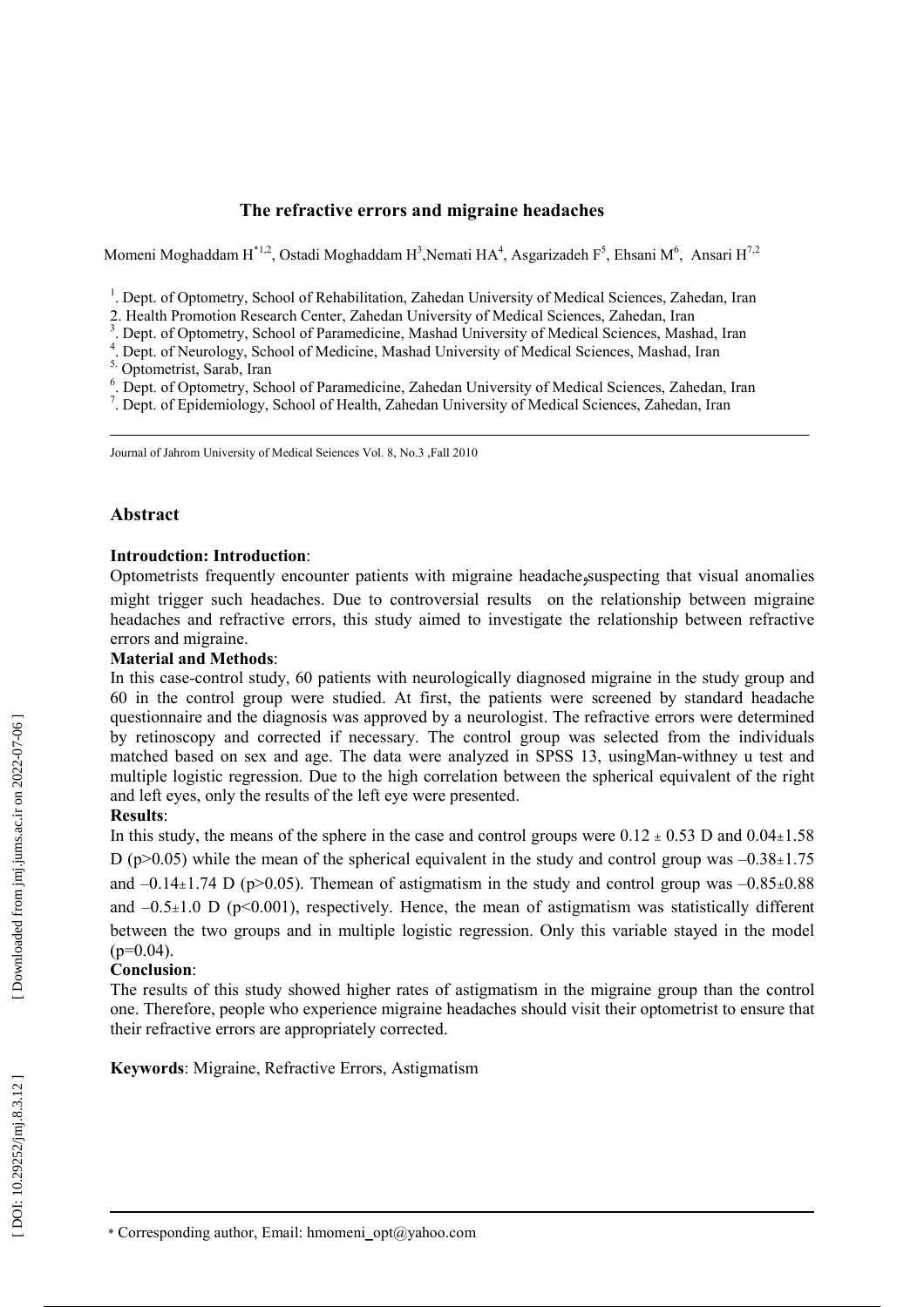## The refractive errors and migraine headaches

Momeni Moghaddam H[*1,2], Ostadi Moghaddam H[3], Nemati HA[4], Asgarizadeh F[5], Ehsani M[6], Ansari H[7,2]

[1]. Dept. of Optometry, School of Rehabilitation, Zahedan University of Medical Sciences, Zahedan, Iran
2. Health Promotion Research Center, Zahedan University of Medical Sciences, Zahedan, Iran
[3]. Dept. of Optometry, School of Paramedicine, Mashad University of Medical Sciences, Mashad, Iran
[4]. Dept. of Neurology, School of Medicine, Mashad University of Medical Sciences, Mashad, Iran
[5]. Optometrist, Sarab, Iran
[6]. Dept. of Optometry, School of Paramedicine, Zahedan University of Medical Sciences, Zahedan, Iran
[7]. Dept. of Epidemiology, School of Health, Zahedan University of Medical Sciences, Zahedan, Iran

Journal of Jahrom University of Medical Sciences Vol. 8, No.3 ,Fall 2010

### Abstract

**Introudction: Introduction**:

Optometrists frequently encounter patients with migraine headache,suspecting that visual anomalies might trigger such headaches. Due to controversial results on the relationship between migraine headaches and refractive errors, this study aimed to investigate the relationship between refractive errors and migraine.

**Material and Methods**:

In this case-control study, 60 patients with neurologically diagnosed migraine in the study group and 60 in the control group were studied. At first, the patients were screened by standard headache questionnaire and the diagnosis was approved by a neurologist. The refractive errors were determined by retinoscopy and corrected if necessary. The control group was selected from the individuals matched based on sex and age. The data were analyzed in SPSS 13, usingMan-withney u test and multiple logistic regression. Due to the high correlation between the spherical equivalent of the right and left eyes, only the results of the left eye were presented.

**Results**:

In this study, the means of the sphere in the case and control groups were $0.12 \pm 0.53$ D and $0.04 \pm 1.58$ D ($p>0.05$) while the mean of the spherical equivalent in the study and control group was $-0.38 \pm 1.75$ and $-0.14 \pm 1.74$ D ($p>0.05$). Themean of astigmatism in the study and control group was $-0.85 \pm 0.88$ and $-0.5 \pm 1.0$ D ($p<0.001$), respectively. Hence, the mean of astigmatism was statistically different between the two groups and in multiple logistic regression. Only this variable stayed in the model ($p=0.04$).

**Conclusion**:

The results of this study showed higher rates of astigmatism in the migraine group than the control one. Therefore, people who experience migraine headaches should visit their optometrist to ensure that their refractive errors are appropriately corrected.

**Keywords**: Migraine, Refractive Errors, Astigmatism

* Corresponding author, Email: hmomeni_opt@yahoo.com